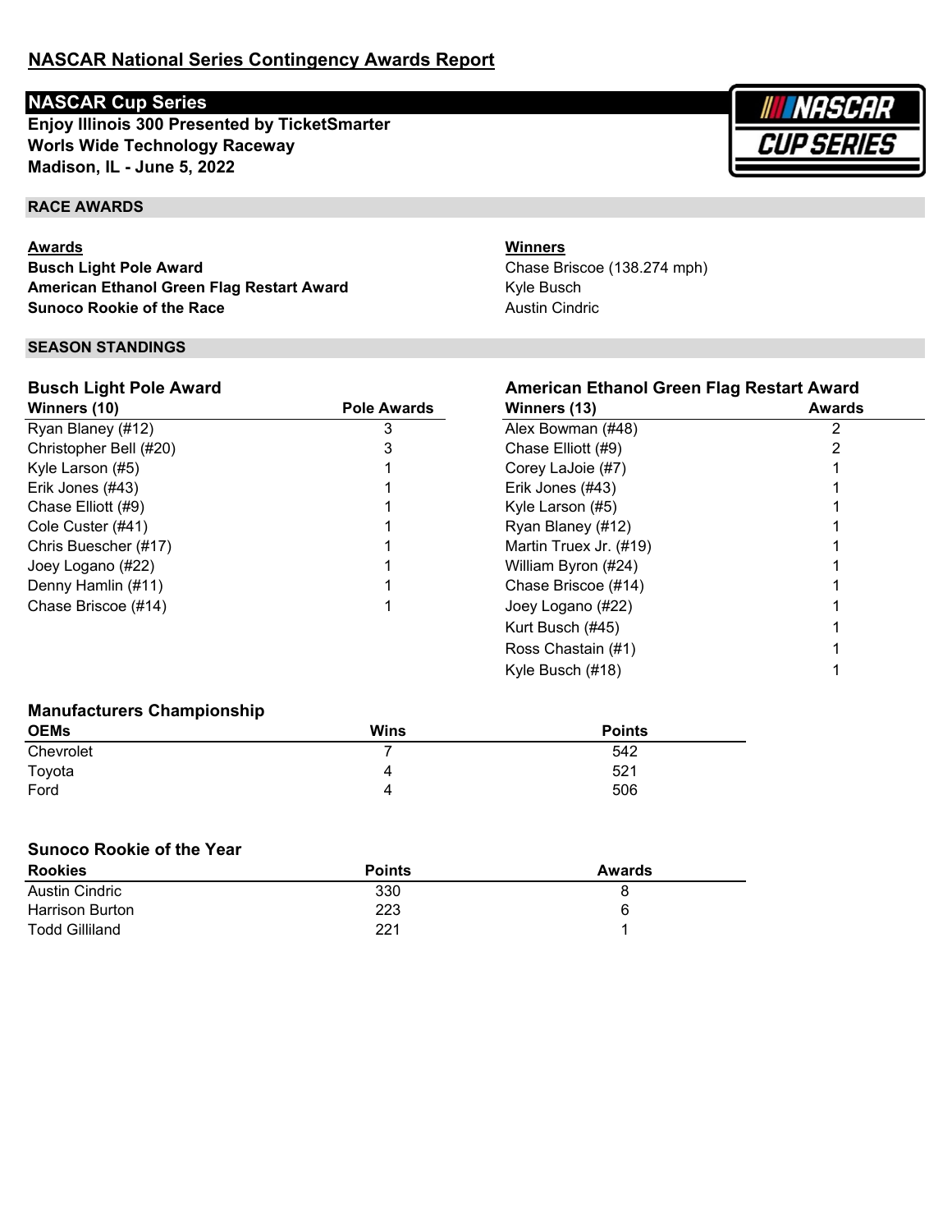# NASCAR National Series Contingency Awards Report

## NASCAR Cup Series

**Enjoy Illinois 300 Presented by TicketSmarter**
**Worls Wide Technology Raceway**
**Madison, IL - June 5, 2022**

## RACE AWARDS

| Awards | Winners |
|---|---|
| **Busch Light Pole Award** | Chase Briscoe (138.274 mph) |
| **American Ethanol Green Flag Restart Award** | Kyle Busch |
| **Sunoco Rookie of the Race** | Austin Cindric |

## SEASON STANDINGS

### Busch Light Pole Award

| Winners (10) | Pole Awards |
|---|---|
| Ryan Blaney (#12) | 3 |
| Christopher Bell (#20) | 3 |
| Kyle Larson (#5) | 1 |
| Erik Jones (#43) | 1 |
| Chase Elliott (#9) | 1 |
| Cole Custer (#41) | 1 |
| Chris Buescher (#17) | 1 |
| Joey Logano (#22) | 1 |
| Denny Hamlin (#11) | 1 |
| Chase Briscoe (#14) | 1 |

### American Ethanol Green Flag Restart Award

| Winners (13) | Awards |
|---|---|
| Alex Bowman (#48) | 2 |
| Chase Elliott (#9) | 2 |
| Corey LaJoie (#7) | 1 |
| Erik Jones (#43) | 1 |
| Kyle Larson (#5) | 1 |
| Ryan Blaney (#12) | 1 |
| Martin Truex Jr. (#19) | 1 |
| William Byron (#24) | 1 |
| Chase Briscoe (#14) | 1 |
| Joey Logano (#22) | 1 |
| Kurt Busch (#45) | 1 |
| Ross Chastain (#1) | 1 |
| Kyle Busch (#18) | 1 |

### Manufacturers Championship

| OEMs | Wins | Points |
|---|---|---|
| Chevrolet | 7 | 542 |
| Toyota | 4 | 521 |
| Ford | 4 | 506 |

### Sunoco Rookie of the Year

| Rookies | Points | Awards |
|---|---|---|
| Austin Cindric | 330 | 8 |
| Harrison Burton | 223 | 6 |
| Todd Gilliland | 221 | 1 |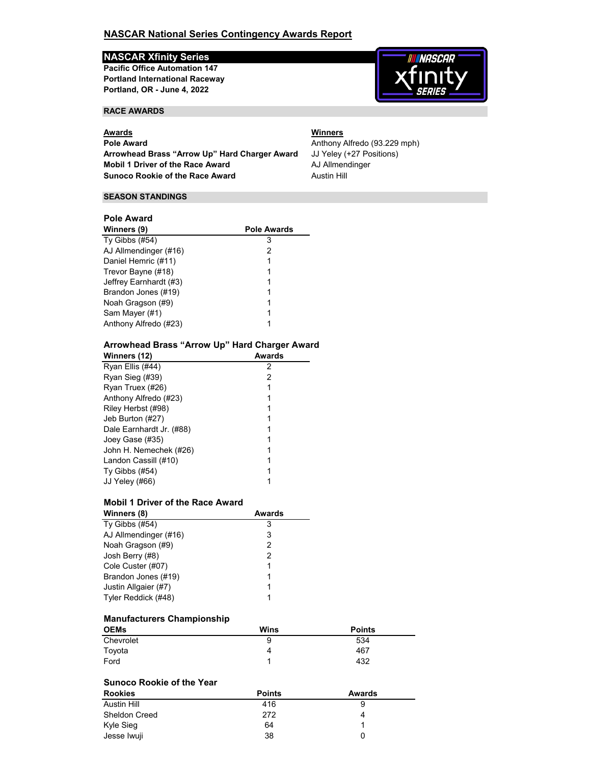# NASCAR National Series Contingency Awards Report

## NASCAR Xfinity Series

**Pacific Office Automation 147**
**Portland International Raceway**
**Portland, OR - June 4, 2022**

### RACE AWARDS

| Awards | Winners |
|---|---|
| **Pole Award** | Anthony Alfredo (93.229 mph) |
| **Arrowhead Brass "Arrow Up" Hard Charger Award** | JJ Yeley (+27 Positions) |
| **Mobil 1 Driver of the Race Award** | AJ Allmendinger |
| **Sunoco Rookie of the Race Award** | Austin Hill |

### SEASON STANDINGS

#### Pole Award

| Winners (9) | Pole Awards |
|---|---|
| Ty Gibbs (#54) | 3 |
| AJ Allmendinger (#16) | 2 |
| Daniel Hemric (#11) | 1 |
| Trevor Bayne (#18) | 1 |
| Jeffrey Earnhardt (#3) | 1 |
| Brandon Jones (#19) | 1 |
| Noah Gragson (#9) | 1 |
| Sam Mayer (#1) | 1 |
| Anthony Alfredo (#23) | 1 |

#### Arrowhead Brass "Arrow Up" Hard Charger Award

| Winners (12) | Awards |
|---|---|
| Ryan Ellis (#44) | 2 |
| Ryan Sieg (#39) | 2 |
| Ryan Truex (#26) | 1 |
| Anthony Alfredo (#23) | 1 |
| Riley Herbst (#98) | 1 |
| Jeb Burton (#27) | 1 |
| Dale Earnhardt Jr. (#88) | 1 |
| Joey Gase (#35) | 1 |
| John H. Nemechek (#26) | 1 |
| Landon Cassill (#10) | 1 |
| Ty Gibbs (#54) | 1 |
| JJ Yeley (#66) | 1 |

#### Mobil 1 Driver of the Race Award

| Winners (8) | Awards |
|---|---|
| Ty Gibbs (#54) | 3 |
| AJ Allmendinger (#16) | 3 |
| Noah Gragson (#9) | 2 |
| Josh Berry (#8) | 2 |
| Cole Custer (#07) | 1 |
| Brandon Jones (#19) | 1 |
| Justin Allgaier (#7) | 1 |
| Tyler Reddick (#48) | 1 |

#### Manufacturers Championship

| OEMs | Wins | Points |
|---|---|---|
| Chevrolet | 9 | 534 |
| Toyota | 4 | 467 |
| Ford | 1 | 432 |

#### Sunoco Rookie of the Year

| Rookies | Points | Awards |
|---|---|---|
| Austin Hill | 416 | 9 |
| Sheldon Creed | 272 | 4 |
| Kyle Sieg | 64 | 1 |
| Jesse Iwuji | 38 | 0 |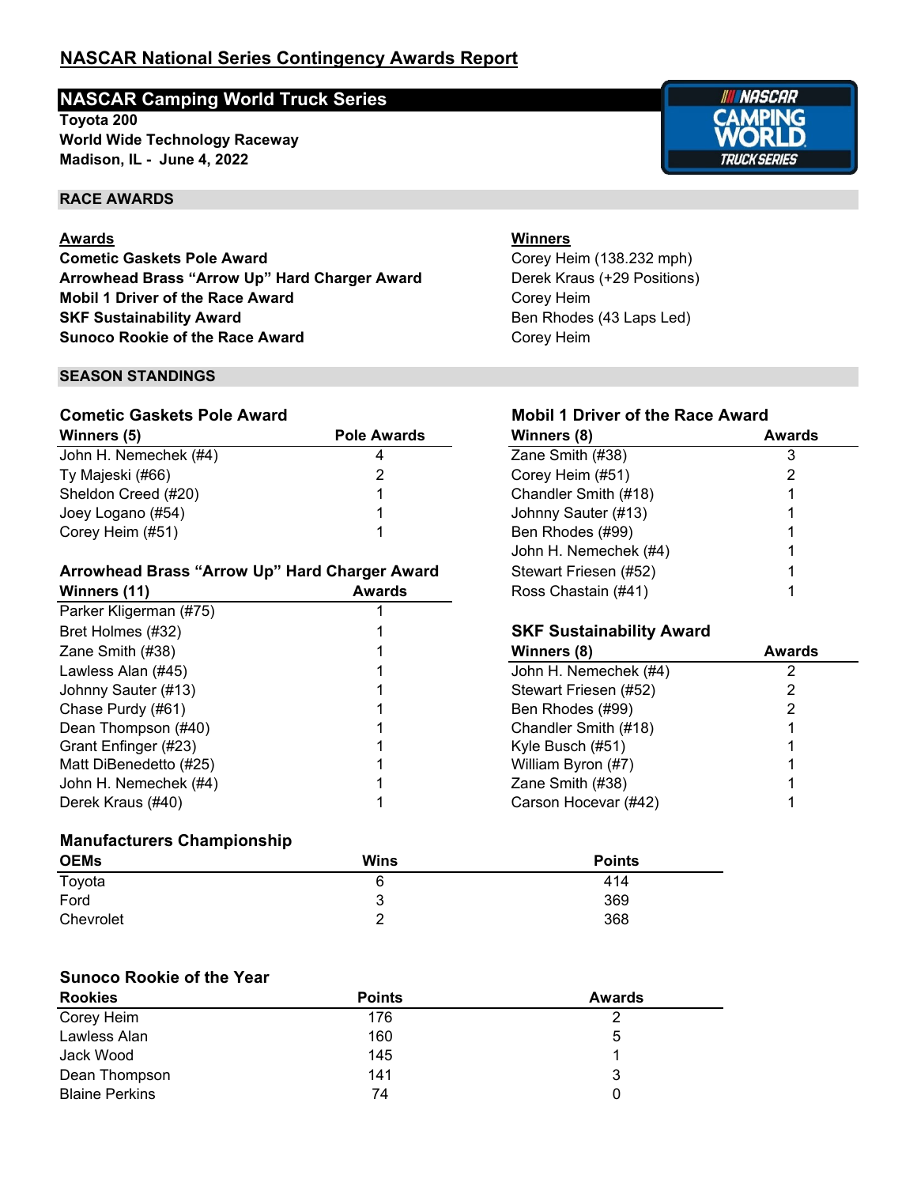# NASCAR National Series Contingency Awards Report

## NASCAR Camping World Truck Series

**Toyota 200**
**World Wide Technology Raceway**
**Madison, IL - June 4, 2022**

### RACE AWARDS

| Awards | Winners |
|---|---|
| **Cometic Gaskets Pole Award** | Corey Heim (138.232 mph) |
| **Arrowhead Brass "Arrow Up" Hard Charger Award** | Derek Kraus (+29 Positions) |
| **Mobil 1 Driver of the Race Award** | Corey Heim |
| **SKF Sustainability Award** | Ben Rhodes (43 Laps Led) |
| **Sunoco Rookie of the Race Award** | Corey Heim |

### SEASON STANDINGS

#### Cometic Gaskets Pole Award

| Winners (5) | Pole Awards |
|---|---|
| John H. Nemechek (#4) | 4 |
| Ty Majeski (#66) | 2 |
| Sheldon Creed (#20) | 1 |
| Joey Logano (#54) | 1 |
| Corey Heim (#51) | 1 |

#### Arrowhead Brass "Arrow Up" Hard Charger Award

| Winners (11) | Awards |
|---|---|
| Parker Kligerman (#75) | 1 |
| Bret Holmes (#32) | 1 |
| Zane Smith (#38) | 1 |
| Lawless Alan (#45) | 1 |
| Johnny Sauter (#13) | 1 |
| Chase Purdy (#61) | 1 |
| Dean Thompson (#40) | 1 |
| Grant Enfinger (#23) | 1 |
| Matt DiBenedetto (#25) | 1 |
| John H. Nemechek (#4) | 1 |
| Derek Kraus (#40) | 1 |

#### Mobil 1 Driver of the Race Award

| Winners (8) | Awards |
|---|---|
| Zane Smith (#38) | 3 |
| Corey Heim (#51) | 2 |
| Chandler Smith (#18) | 1 |
| Johnny Sauter (#13) | 1 |
| Ben Rhodes (#99) | 1 |
| John H. Nemechek (#4) | 1 |
| Stewart Friesen (#52) | 1 |
| Ross Chastain (#41) | 1 |

#### SKF Sustainability Award

| Winners (8) | Awards |
|---|---|
| John H. Nemechek (#4) | 2 |
| Stewart Friesen (#52) | 2 |
| Ben Rhodes (#99) | 2 |
| Chandler Smith (#18) | 1 |
| Kyle Busch (#51) | 1 |
| William Byron (#7) | 1 |
| Zane Smith (#38) | 1 |
| Carson Hocevar (#42) | 1 |

#### Manufacturers Championship

| OEMs | Wins | Points |
|---|---|---|
| Toyota | 6 | 414 |
| Ford | 3 | 369 |
| Chevrolet | 2 | 368 |

#### Sunoco Rookie of the Year

| Rookies | Points | Awards |
|---|---|---|
| Corey Heim | 176 | 2 |
| Lawless Alan | 160 | 5 |
| Jack Wood | 145 | 1 |
| Dean Thompson | 141 | 3 |
| Blaine Perkins | 74 | 0 |